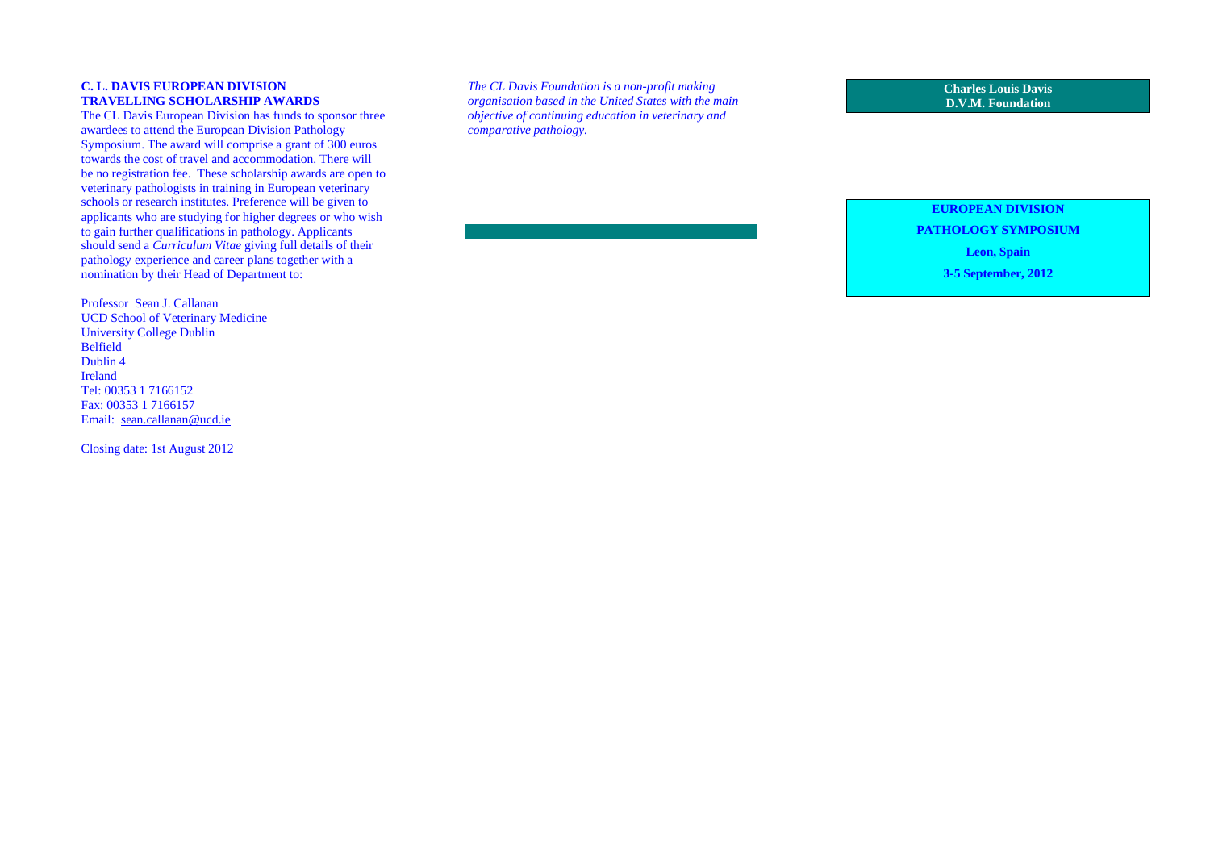## C. L. DAVIS EUROPEAN DIVISION TRAVELLING SCHOLARSHIP AWARDS

The CL Davis European Division has funds to sponsor three awardees to attend the European Division Pathology Symposium. The award will comprise a grant of 300 euros towards the cost of travel and accommodation. There will be no registration fee. These scholarship awards are open to veterinary pathologists in training in European veterinary schools or research institutes. Preference will be given to applicants who are studying for higher degrees or who wish to gain further qualifications in pathology. Applicants should send a *Curriculum Vitae* giving full details of their pathology experience and career plans together with a nomination by their Head of Department to:

Professor Sean J. Callanan
UCD School of Veterinary Medicine
University College Dublin
Belfield
Dublin 4
Ireland
Tel: 00353 1 7166152
Fax: 00353 1 7166157
Email: sean.callanan@ucd.ie

Closing date: 1st August 2012

*The CL Davis Foundation is a non-profit making organisation based in the United States with the main objective of continuing education in veterinary and comparative pathology.*

**Charles Louis Davis**
**D.V.M. Foundation**

**EUROPEAN DIVISION**

**PATHOLOGY SYMPOSIUM**

**Leon, Spain**

**3-5 September, 2012**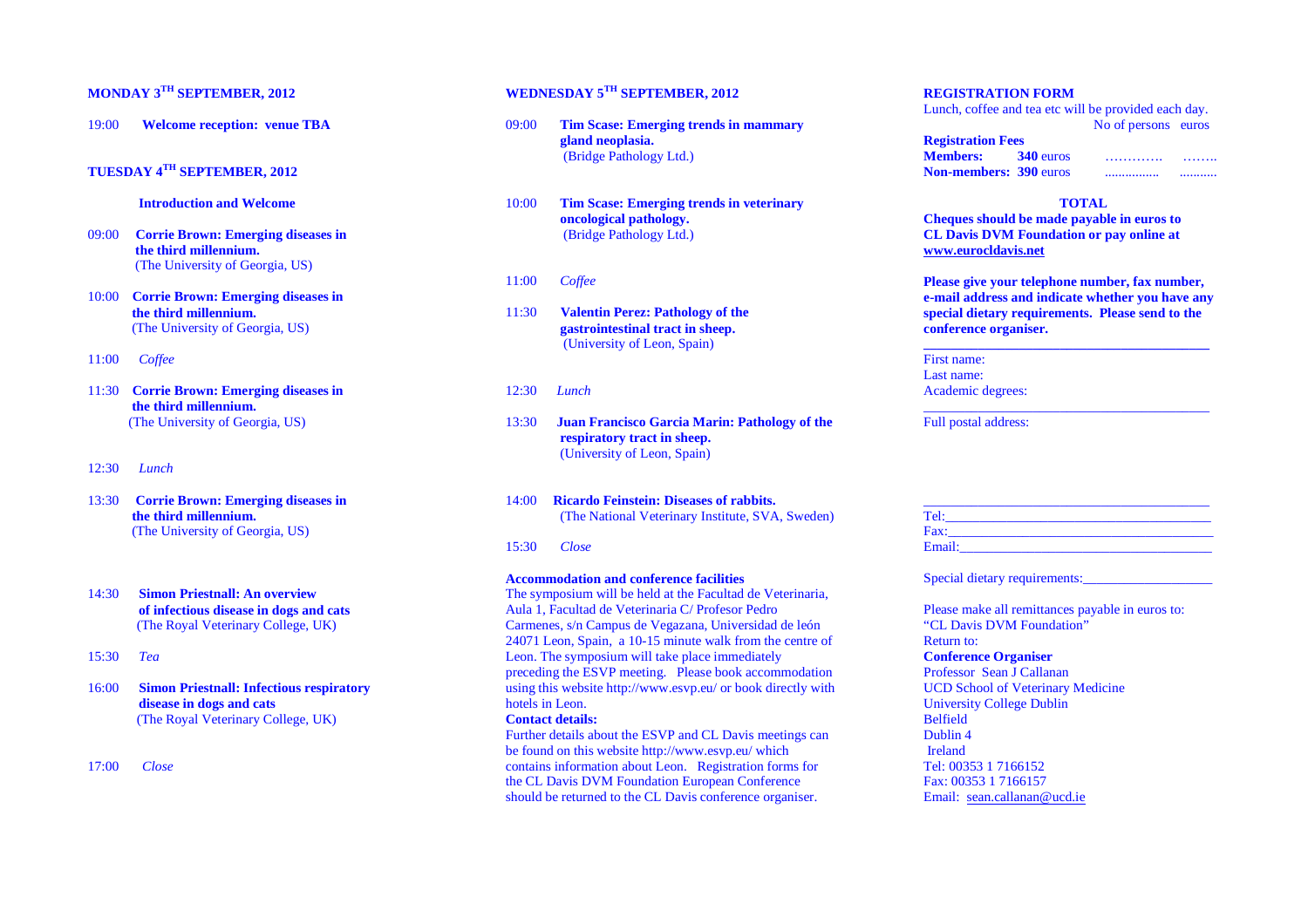## MONDAY 3RD SEPTEMBER, 2012

19:00 **Welcome reception: venue TBA**

## TUESDAY 4TH SEPTEMBER, 2012

**Introduction and Welcome**

09:00 **Corrie Brown: Emerging diseases in the third millennium.**
(The University of Georgia, US)

10:00 **Corrie Brown: Emerging diseases in the third millennium.**
(The University of Georgia, US)

11:00 *Coffee*

11:30 **Corrie Brown: Emerging diseases in the third millennium.**
(The University of Georgia, US)

12:30 *Lunch*

13:30 **Corrie Brown: Emerging diseases in the third millennium.**
(The University of Georgia, US)

14:30 **Simon Priestnall: An overview of infectious disease in dogs and cats**
(The Royal Veterinary College, UK)

15:30 *Tea*

16:00 **Simon Priestnall: Infectious respiratory disease in dogs and cats**
(The Royal Veterinary College, UK)

17:00 *Close*

## WEDNESDAY 5TH SEPTEMBER, 2012

09:00 **Tim Scase: Emerging trends in mammary gland neoplasia.**
(Bridge Pathology Ltd.)

10:00 **Tim Scase: Emerging trends in veterinary oncological pathology.**
(Bridge Pathology Ltd.)

11:00 *Coffee*

11:30 **Valentin Perez: Pathology of the gastrointestinal tract in sheep.**
(University of Leon, Spain)

12:30 *Lunch*

13:30 **Juan Francisco Garcia Marin: Pathology of the respiratory tract in sheep.**
(University of Leon, Spain)

14:00 **Ricardo Feinstein: Diseases of rabbits.**
(The National Veterinary Institute, SVA, Sweden)

15:30 *Close*

**Accommodation and conference facilities**

The symposium will be held at the Facultad de Veterinaria, Aula 1, Facultad de Veterinaria C/ Profesor Pedro Carmenes, s/n Campus de Vegazana, Universidad de león 24071 Leon, Spain, a 10-15 minute walk from the centre of Leon. The symposium will take place immediately preceding the ESVP meeting. Please book accommodation using this website http://www.esvp.eu/ or book directly with hotels in Leon.

**Contact details:**

Further details about the ESVP and CL Davis meetings can be found on this website http://www.esvp.eu/ which contains information about Leon. Registration forms for the CL Davis DVM Foundation European Conference should be returned to the CL Davis conference organiser.

## REGISTRATION FORM

Lunch, coffee and tea etc will be provided each day.

| **Registration Fees** | | No of persons | euros |
|---|---|---|---|
| **Members:** | **340** euros | …………. | …….. |
| **Non-members:** | **390** euros | ……………. | ……….. |

**TOTAL**

**Cheques should be made payable in euros to CL Davis DVM Foundation or pay online at www.eurocldavis.net**

**Please give your telephone number, fax number, e-mail address and indicate whether you have any special dietary requirements. Please send to the conference organiser.**

First name:
Last name:
Academic degrees:

Full postal address:

Tel:
Fax:
Email:

Special dietary requirements:

Please make all remittances payable in euros to:
"CL Davis DVM Foundation"
Return to:

**Conference Organiser**
Professor Sean J Callanan
UCD School of Veterinary Medicine
University College Dublin
Belfield
Dublin 4
Ireland
Tel: 00353 1 7166152
Fax: 00353 1 7166157
Email: sean.callanan@ucd.ie